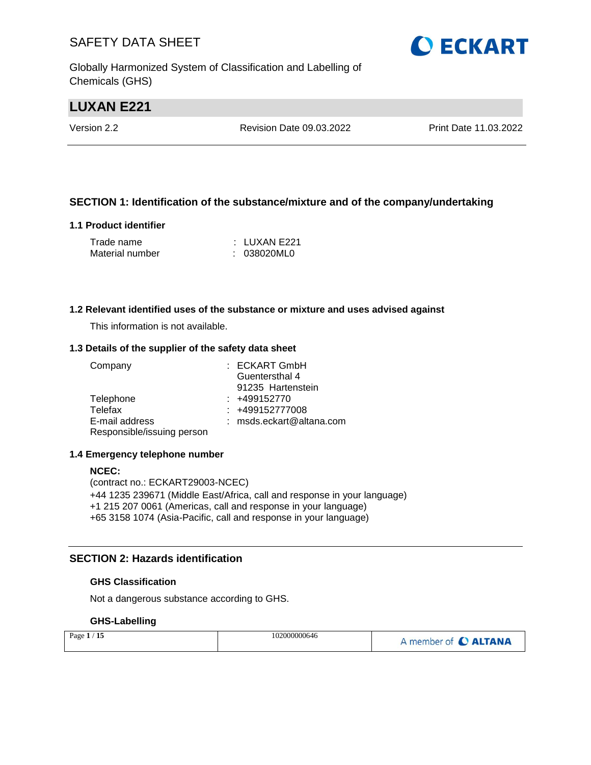# SAFETY DATA SHEET

Globally Harmonized System of Classification and Labelling of Chemicals (GHS)

## LUXAN E221

Version 2.2 | Revision Date 09.03.2022 | Print Date 11.03.2022

## SECTION 1: Identification of the substance/mixture and of the company/undertaking

### 1.1 Product identifier

| | | |
|---|---|---|
| Trade name | : | LUXAN E221 |
| Material number | : | 038020ML0 |

### 1.2 Relevant identified uses of the substance or mixture and uses advised against

This information is not available.

### 1.3 Details of the supplier of the safety data sheet

| | | |
|---|---|---|
| Company | : | ECKART GmbH<br>Guentersthal 4<br>91235 Hartenstein |
| Telephone | : | +499152770 |
| Telefax | : | +499152777008 |
| E-mail address | : | msds.eckart@altana.com |
| Responsible/issuing person | | |

### 1.4 Emergency telephone number

**NCEC:**
(contract no.: ECKART29003-NCEC)
+44 1235 239671 (Middle East/Africa, call and response in your language)
+1 215 207 0061 (Americas, call and response in your language)
+65 3158 1074 (Asia-Pacific, call and response in your language)

## SECTION 2: Hazards identification

**GHS Classification**

Not a dangerous substance according to GHS.

**GHS-Labelling**

102000000646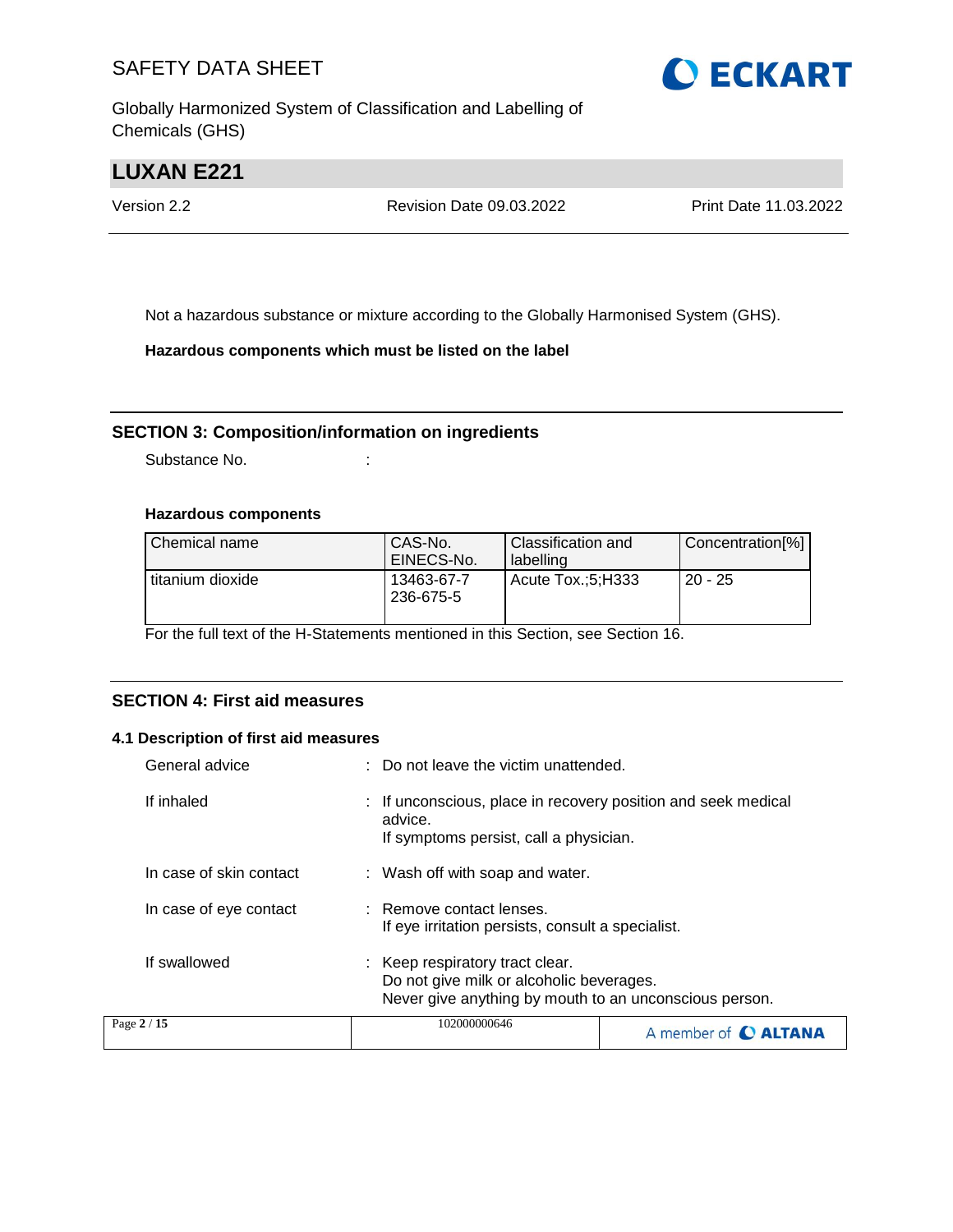Not a hazardous substance or mixture according to the Globally Harmonised System (GHS).

**Hazardous components which must be listed on the label**

## SECTION 3: Composition/information on ingredients

Substance No. :

**Hazardous components**

| Chemical name | CAS-No. EINECS-No. | Classification and labelling | Concentration[%] |
|---|---|---|---|
| titanium dioxide | 13463-67-7 236-675-5 | Acute Tox.;5;H333 | 20 - 25 |

For the full text of the H-Statements mentioned in this Section, see Section 16.

## SECTION 4: First aid measures

### 4.1 Description of first aid measures

General advice : Do not leave the victim unattended.

If inhaled : If unconscious, place in recovery position and seek medical advice.
If symptoms persist, call a physician.

In case of skin contact : Wash off with soap and water.

In case of eye contact : Remove contact lenses.
If eye irritation persists, consult a specialist.

If swallowed : Keep respiratory tract clear.
Do not give milk or alcoholic beverages.
Never give anything by mouth to an unconscious person.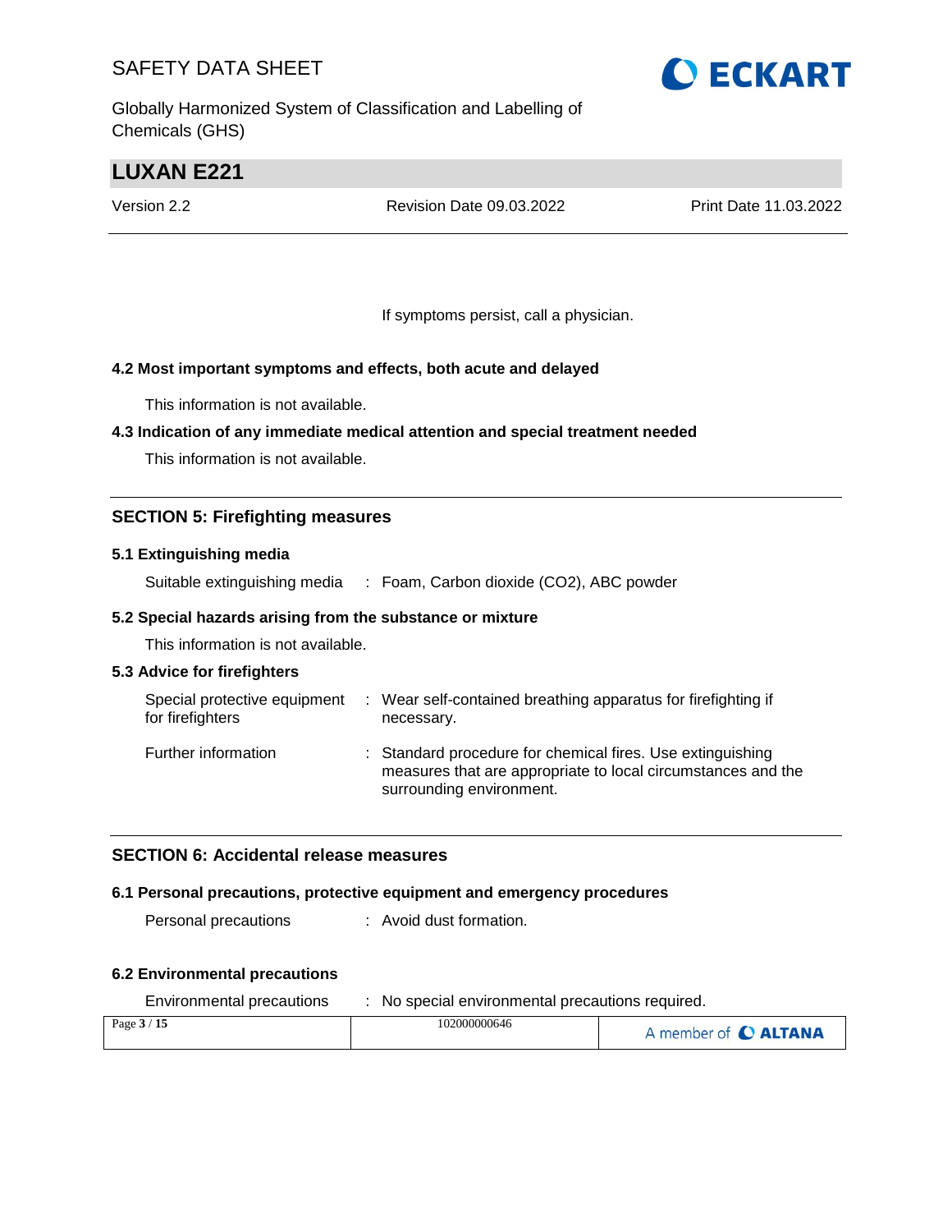If symptoms persist, call a physician.

### 4.2 Most important symptoms and effects, both acute and delayed

This information is not available.

### 4.3 Indication of any immediate medical attention and special treatment needed

This information is not available.

## SECTION 5: Firefighting measures

### 5.1 Extinguishing media

Suitable extinguishing media : Foam, Carbon dioxide ($CO_2$), ABC powder

### 5.2 Special hazards arising from the substance or mixture

This information is not available.

### 5.3 Advice for firefighters

Special protective equipment for firefighters : Wear self-contained breathing apparatus for firefighting if necessary.

Further information : Standard procedure for chemical fires. Use extinguishing measures that are appropriate to local circumstances and the surrounding environment.

## SECTION 6: Accidental release measures

### 6.1 Personal precautions, protective equipment and emergency procedures

Personal precautions : Avoid dust formation.

### 6.2 Environmental precautions

Environmental precautions : No special environmental precautions required.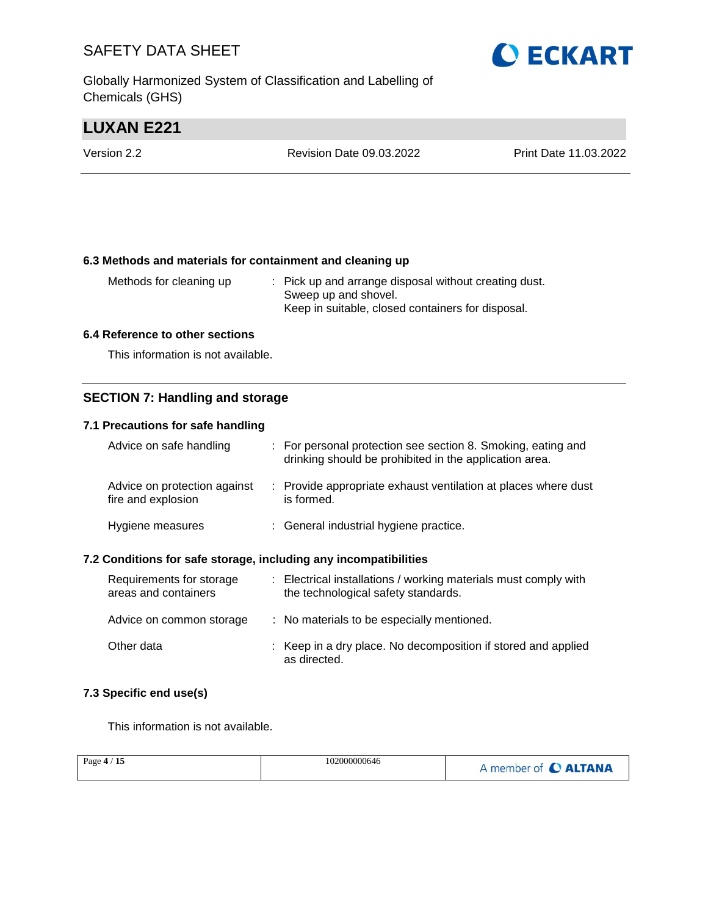### 6.3 Methods and materials for containment and cleaning up

| | |
|---|---|
| Methods for cleaning up | : Pick up and arrange disposal without creating dust. Sweep up and shovel. Keep in suitable, closed containers for disposal. |

### 6.4 Reference to other sections

This information is not available.

## SECTION 7: Handling and storage

### 7.1 Precautions for safe handling

| | |
|---|---|
| Advice on safe handling | : For personal protection see section 8. Smoking, eating and drinking should be prohibited in the application area. |
| Advice on protection against fire and explosion | : Provide appropriate exhaust ventilation at places where dust is formed. |
| Hygiene measures | : General industrial hygiene practice. |

### 7.2 Conditions for safe storage, including any incompatibilities

| | |
|---|---|
| Requirements for storage areas and containers | : Electrical installations / working materials must comply with the technological safety standards. |
| Advice on common storage | : No materials to be especially mentioned. |
| Other data | : Keep in a dry place. No decomposition if stored and applied as directed. |

### 7.3 Specific end use(s)

This information is not available.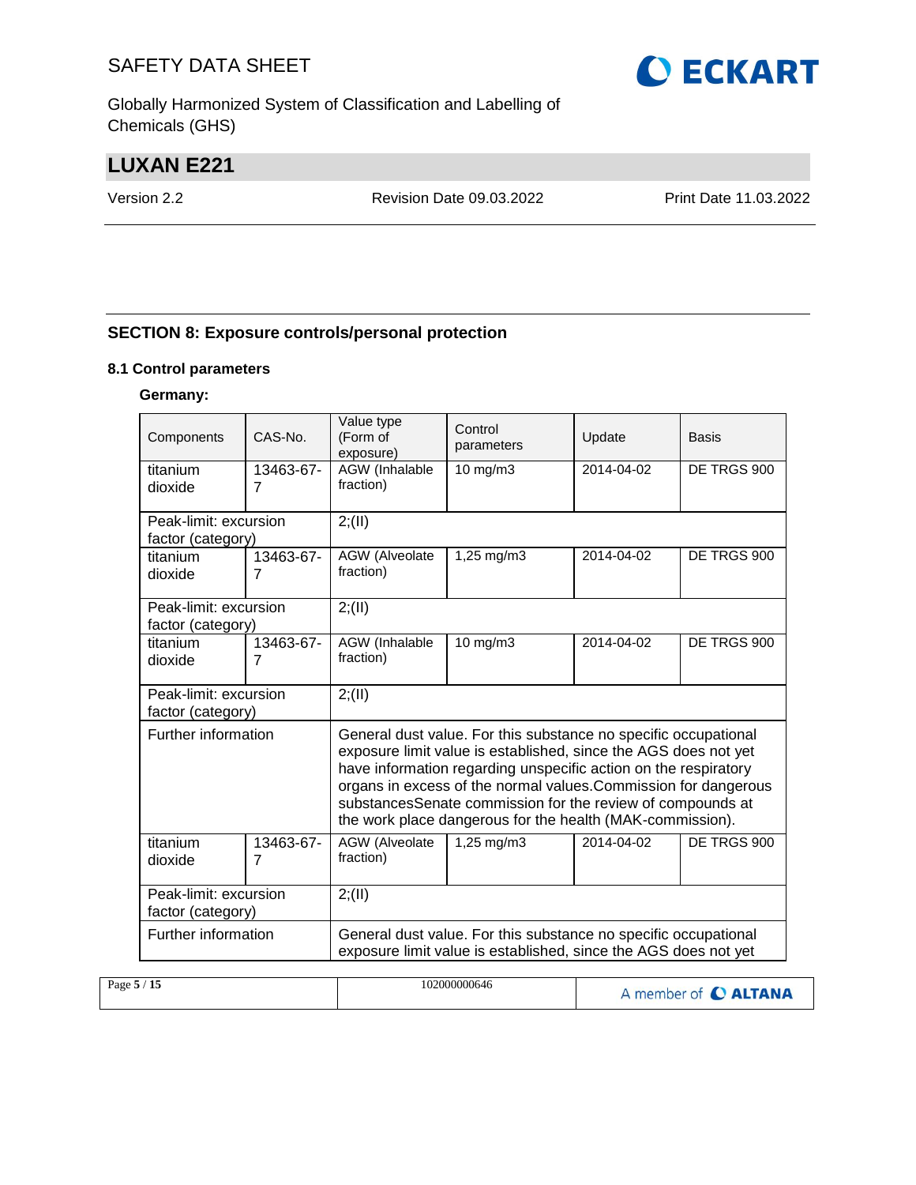## SECTION 8: Exposure controls/personal protection

### 8.1 Control parameters

**Germany:**

| Components | CAS-No. | Value type (Form of exposure) | Control parameters | Update | Basis |
|---|---|---|---|---|---|
| titanium dioxide | 13463-67-7 | AGW (Inhalable fraction) | 10 mg/m3 | 2014-04-02 | DE TRGS 900 |
| Peak-limit: excursion factor (category) | | 2;(II) | | | |
| titanium dioxide | 13463-67-7 | AGW (Alveolate fraction) | 1,25 mg/m3 | 2014-04-02 | DE TRGS 900 |
| Peak-limit: excursion factor (category) | | 2;(II) | | | |
| titanium dioxide | 13463-67-7 | AGW (Inhalable fraction) | 10 mg/m3 | 2014-04-02 | DE TRGS 900 |
| Peak-limit: excursion factor (category) | | 2;(II) | | | |
| Further information | | General dust value. For this substance no specific occupational exposure limit value is established, since the AGS does not yet have information regarding unspecific action on the respiratory organs in excess of the normal values.Commission for dangerous substancesSenate commission for the review of compounds at the work place dangerous for the health (MAK-commission). | | | |
| titanium dioxide | 13463-67-7 | AGW (Alveolate fraction) | 1,25 mg/m3 | 2014-04-02 | DE TRGS 900 |
| Peak-limit: excursion factor (category) | | 2;(II) | | | |
| Further information | | General dust value. For this substance no specific occupational exposure limit value is established, since the AGS does not yet | | | |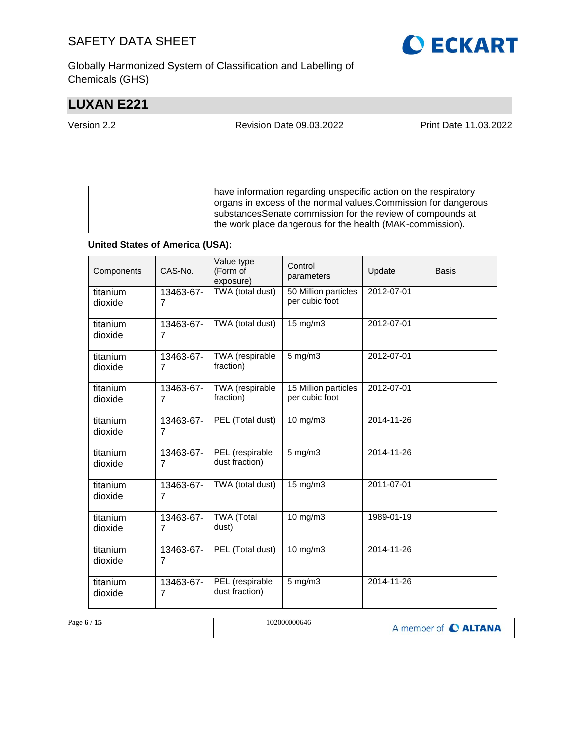| | have information regarding unspecific action on the respiratory organs in excess of the normal values.Commission for dangerous substancesSenate commission for the review of compounds at the work place dangerous for the health (MAK-commission). |
|---|---|

**United States of America (USA):**

| Components | CAS-No. | Value type (Form of exposure) | Control parameters | Update | Basis |
|---|---|---|---|---|---|
| titanium dioxide | 13463-67-7 | TWA (total dust) | 50 Million particles per cubic foot | 2012-07-01 | |
| titanium dioxide | 13463-67-7 | TWA (total dust) | 15 mg/m3 | 2012-07-01 | |
| titanium dioxide | 13463-67-7 | TWA (respirable fraction) | 5 mg/m3 | 2012-07-01 | |
| titanium dioxide | 13463-67-7 | TWA (respirable fraction) | 15 Million particles per cubic foot | 2012-07-01 | |
| titanium dioxide | 13463-67-7 | PEL (Total dust) | 10 mg/m3 | 2014-11-26 | |
| titanium dioxide | 13463-67-7 | PEL (respirable dust fraction) | 5 mg/m3 | 2014-11-26 | |
| titanium dioxide | 13463-67-7 | TWA (total dust) | 15 mg/m3 | 2011-07-01 | |
| titanium dioxide | 13463-67-7 | TWA (Total dust) | 10 mg/m3 | 1989-01-19 | |
| titanium dioxide | 13463-67-7 | PEL (Total dust) | 10 mg/m3 | 2014-11-26 | |
| titanium dioxide | 13463-67-7 | PEL (respirable dust fraction) | 5 mg/m3 | 2014-11-26 | |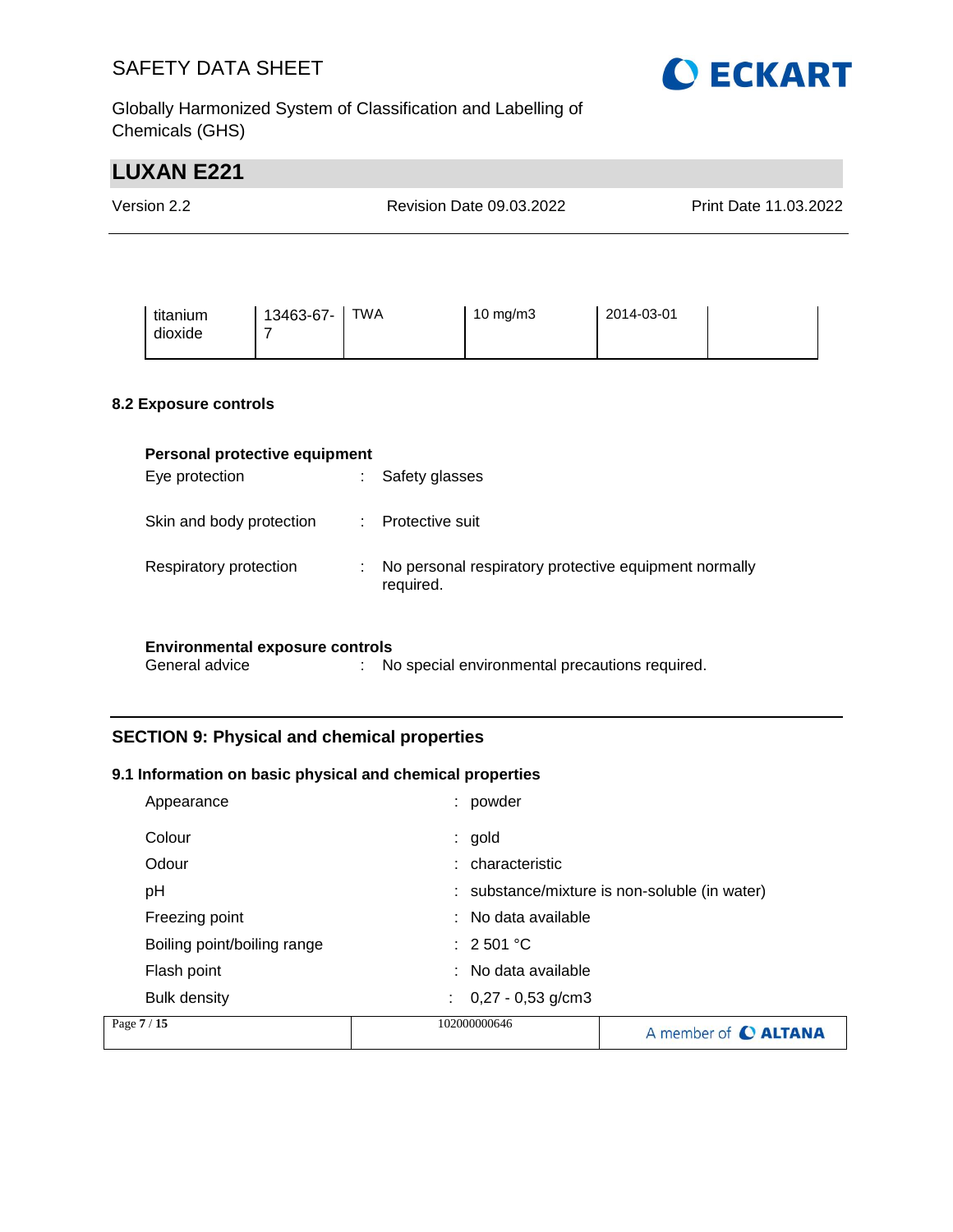| titanium dioxide | 13463-67-7 | TWA | 10 mg/m3 | 2014-03-01 | |
|---|---|---|---|---|---|

### 8.2 Exposure controls

**Personal protective equipment**

Eye protection : Safety glasses

Skin and body protection : Protective suit

Respiratory protection : No personal respiratory protective equipment normally required.

**Environmental exposure controls**

General advice : No special environmental precautions required.

## SECTION 9: Physical and chemical properties

### 9.1 Information on basic physical and chemical properties

Appearance : powder

Colour : gold

Odour : characteristic

pH : substance/mixture is non-soluble (in water)

Freezing point : No data available

Boiling point/boiling range : 2 501 °C

Flash point : No data available

Bulk density : 0,27 - 0,53 g/cm3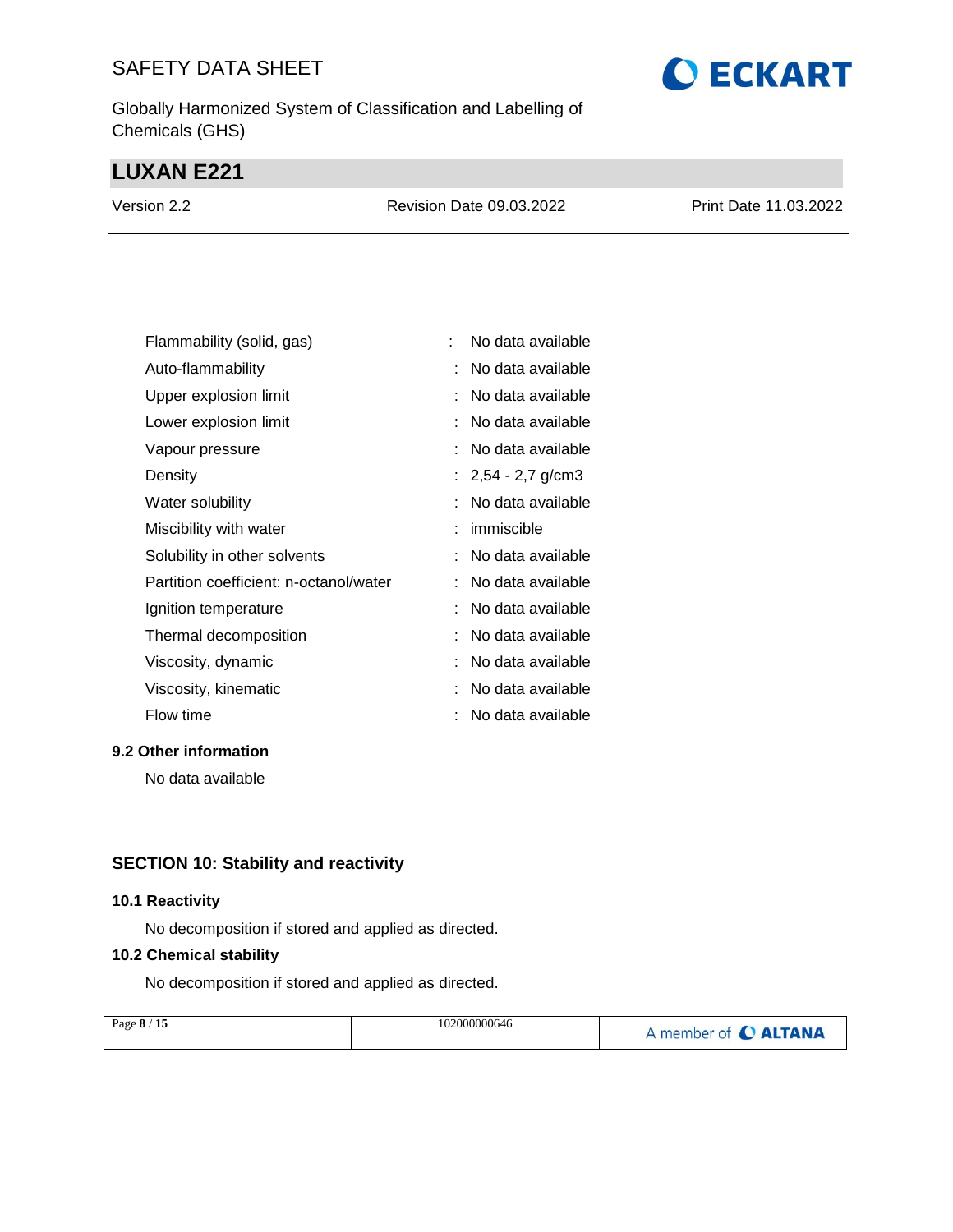| | | |
|---|---|---|
| Flammability (solid, gas) | : | No data available |
| Auto-flammability | : | No data available |
| Upper explosion limit | : | No data available |
| Lower explosion limit | : | No data available |
| Vapour pressure | : | No data available |
| Density | : | 2,54 - 2,7 g/cm3 |
| Water solubility | : | No data available |
| Miscibility with water | : | immiscible |
| Solubility in other solvents | : | No data available |
| Partition coefficient: n-octanol/water | : | No data available |
| Ignition temperature | : | No data available |
| Thermal decomposition | : | No data available |
| Viscosity, dynamic | : | No data available |
| Viscosity, kinematic | : | No data available |
| Flow time | : | No data available |

### 9.2 Other information

No data available

## SECTION 10: Stability and reactivity

### 10.1 Reactivity

No decomposition if stored and applied as directed.

### 10.2 Chemical stability

No decomposition if stored and applied as directed.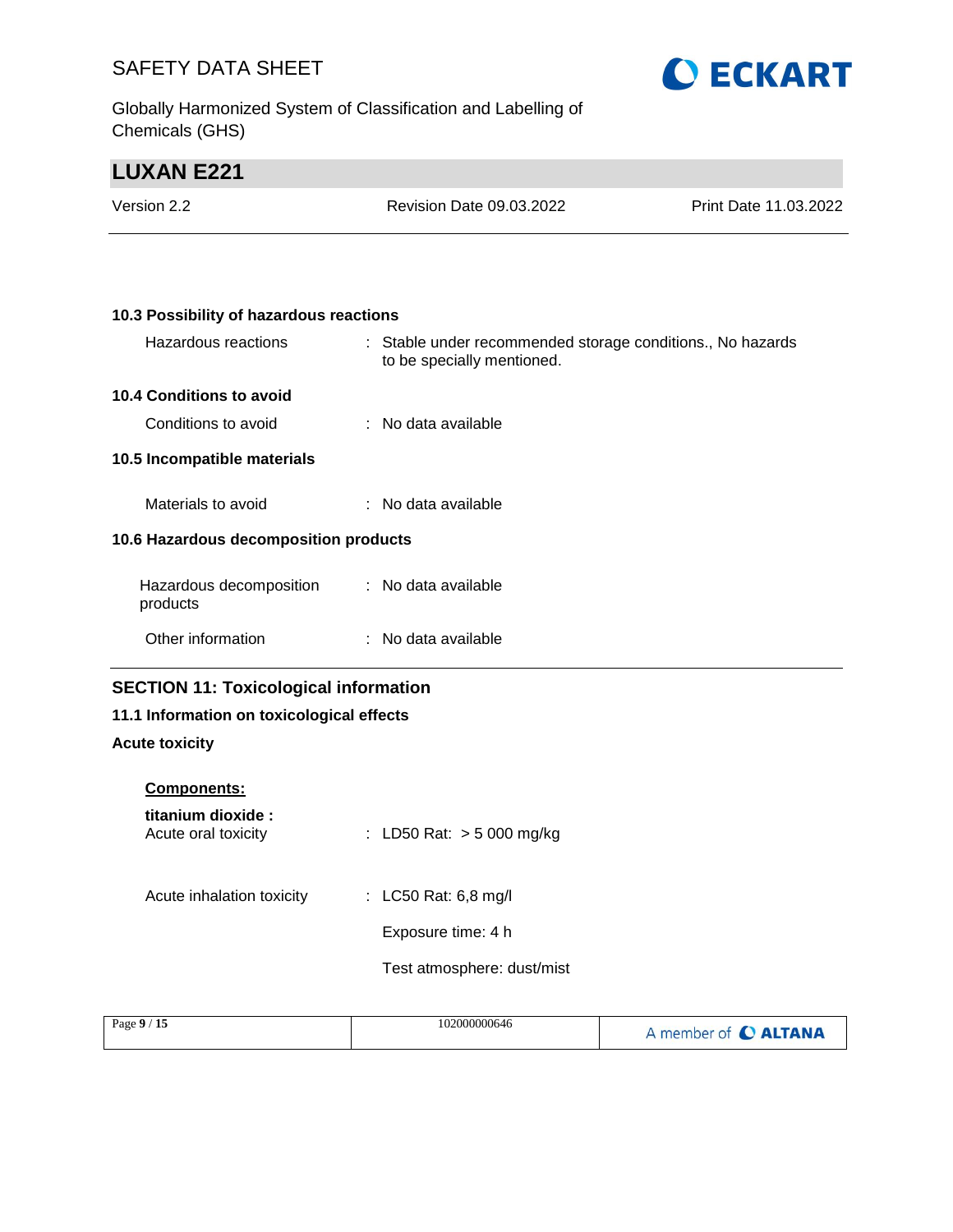### 10.3 Possibility of hazardous reactions

Hazardous reactions : Stable under recommended storage conditions., No hazards to be specially mentioned.

### 10.4 Conditions to avoid

Conditions to avoid : No data available

### 10.5 Incompatible materials

Materials to avoid : No data available

### 10.6 Hazardous decomposition products

Hazardous decomposition products : No data available

Other information : No data available

## SECTION 11: Toxicological information

### 11.1 Information on toxicological effects

**Acute toxicity**

**Components:**

**titanium dioxide :**

Acute oral toxicity : LD50 Rat: > 5 000 mg/kg

Acute inhalation toxicity : LC50 Rat: 6,8 mg/l

Exposure time: 4 h

Test atmosphere: dust/mist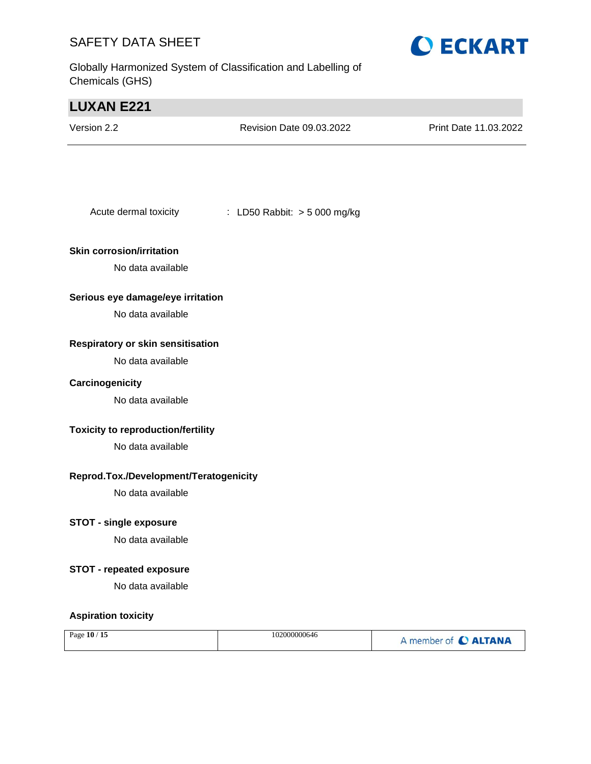Acute dermal toxicity : LD50 Rabbit: > 5 000 mg/kg

**Skin corrosion/irritation**

No data available

**Serious eye damage/eye irritation**

No data available

**Respiratory or skin sensitisation**

No data available

**Carcinogenicity**

No data available

**Toxicity to reproduction/fertility**

No data available

**Reprod.Tox./Development/Teratogenicity**

No data available

**STOT - single exposure**

No data available

**STOT - repeated exposure**

No data available

**Aspiration toxicity**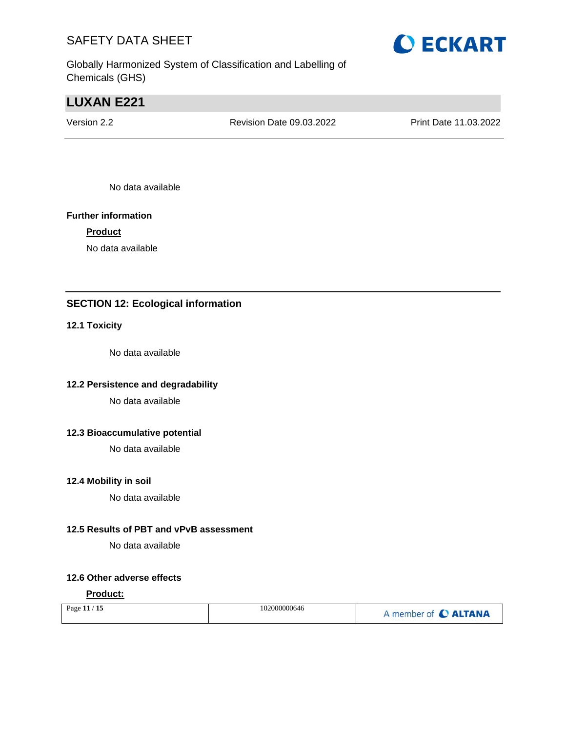No data available

**Further information**

**Product**

No data available

## SECTION 12: Ecological information

### 12.1 Toxicity

No data available

### 12.2 Persistence and degradability

No data available

### 12.3 Bioaccumulative potential

No data available

### 12.4 Mobility in soil

No data available

### 12.5 Results of PBT and vPvB assessment

No data available

### 12.6 Other adverse effects

**Product:**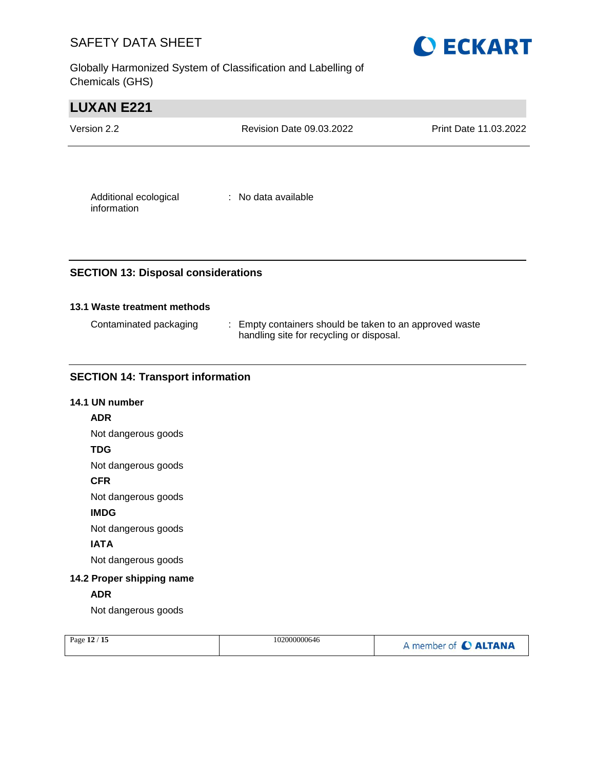Additional ecological information : No data available

## SECTION 13: Disposal considerations

### 13.1 Waste treatment methods

Contaminated packaging : Empty containers should be taken to an approved waste handling site for recycling or disposal.

## SECTION 14: Transport information

### 14.1 UN number

**ADR**

Not dangerous goods

**TDG**

Not dangerous goods

**CFR**

Not dangerous goods

**IMDG**

Not dangerous goods

**IATA**

Not dangerous goods

### 14.2 Proper shipping name

**ADR**

Not dangerous goods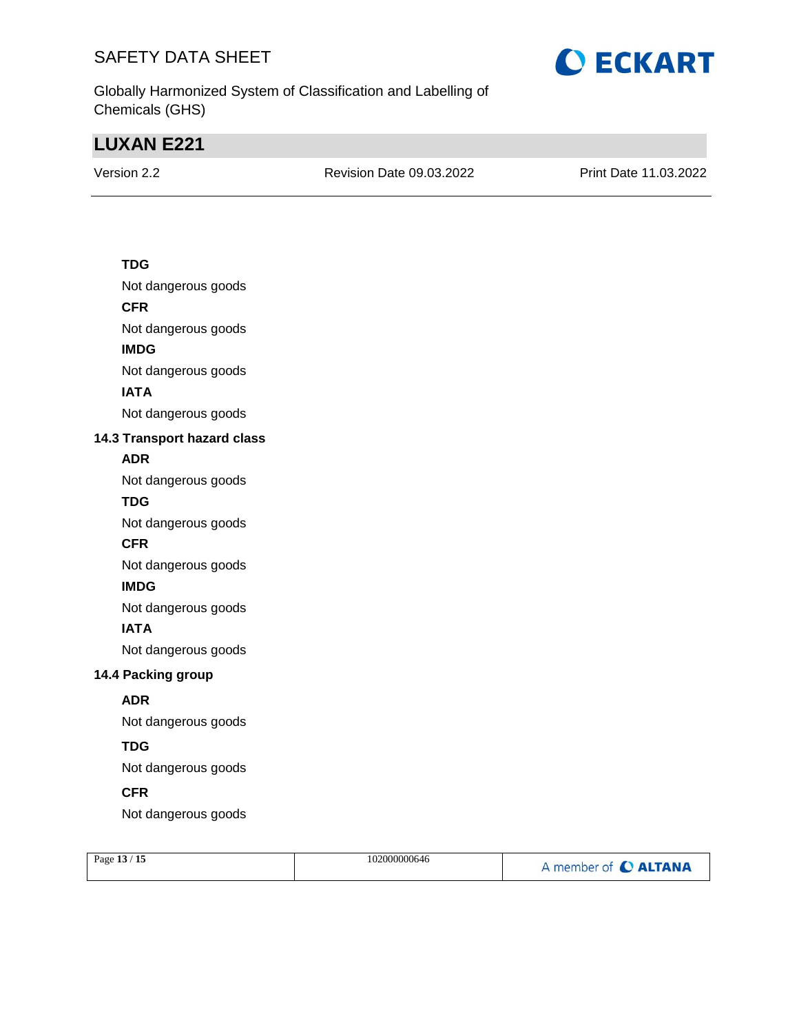**TDG**

Not dangerous goods

**CFR**

Not dangerous goods

**IMDG**

Not dangerous goods

**IATA**

Not dangerous goods

## 14.3 Transport hazard class

**ADR**

Not dangerous goods

**TDG**

Not dangerous goods

**CFR**

Not dangerous goods

**IMDG**

Not dangerous goods

**IATA**

Not dangerous goods

## 14.4 Packing group

**ADR**

Not dangerous goods

**TDG**

Not dangerous goods

**CFR**

Not dangerous goods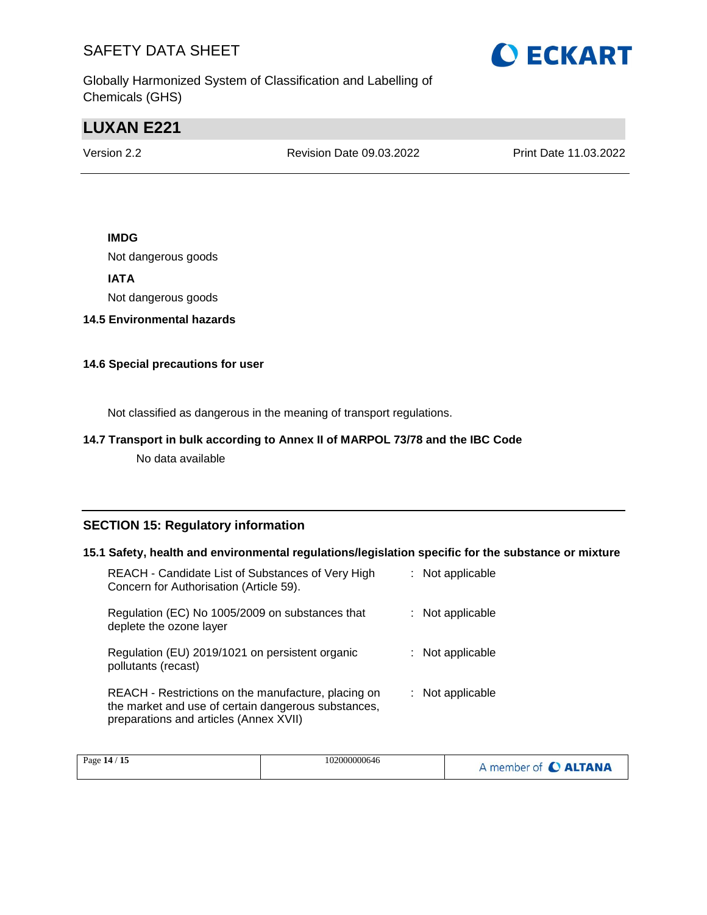**IMDG**

Not dangerous goods

**IATA**

Not dangerous goods

**14.5 Environmental hazards**

**14.6 Special precautions for user**

Not classified as dangerous in the meaning of transport regulations.

**14.7 Transport in bulk according to Annex II of MARPOL 73/78 and the IBC Code**

No data available

## SECTION 15: Regulatory information

**15.1 Safety, health and environmental regulations/legislation specific for the substance or mixture**

| | |
|---|---|
| REACH - Candidate List of Substances of Very High Concern for Authorisation (Article 59). | : Not applicable |
| Regulation (EC) No 1005/2009 on substances that deplete the ozone layer | : Not applicable |
| Regulation (EU) 2019/1021 on persistent organic pollutants (recast) | : Not applicable |
| REACH - Restrictions on the manufacture, placing on the market and use of certain dangerous substances, preparations and articles (Annex XVII) | : Not applicable |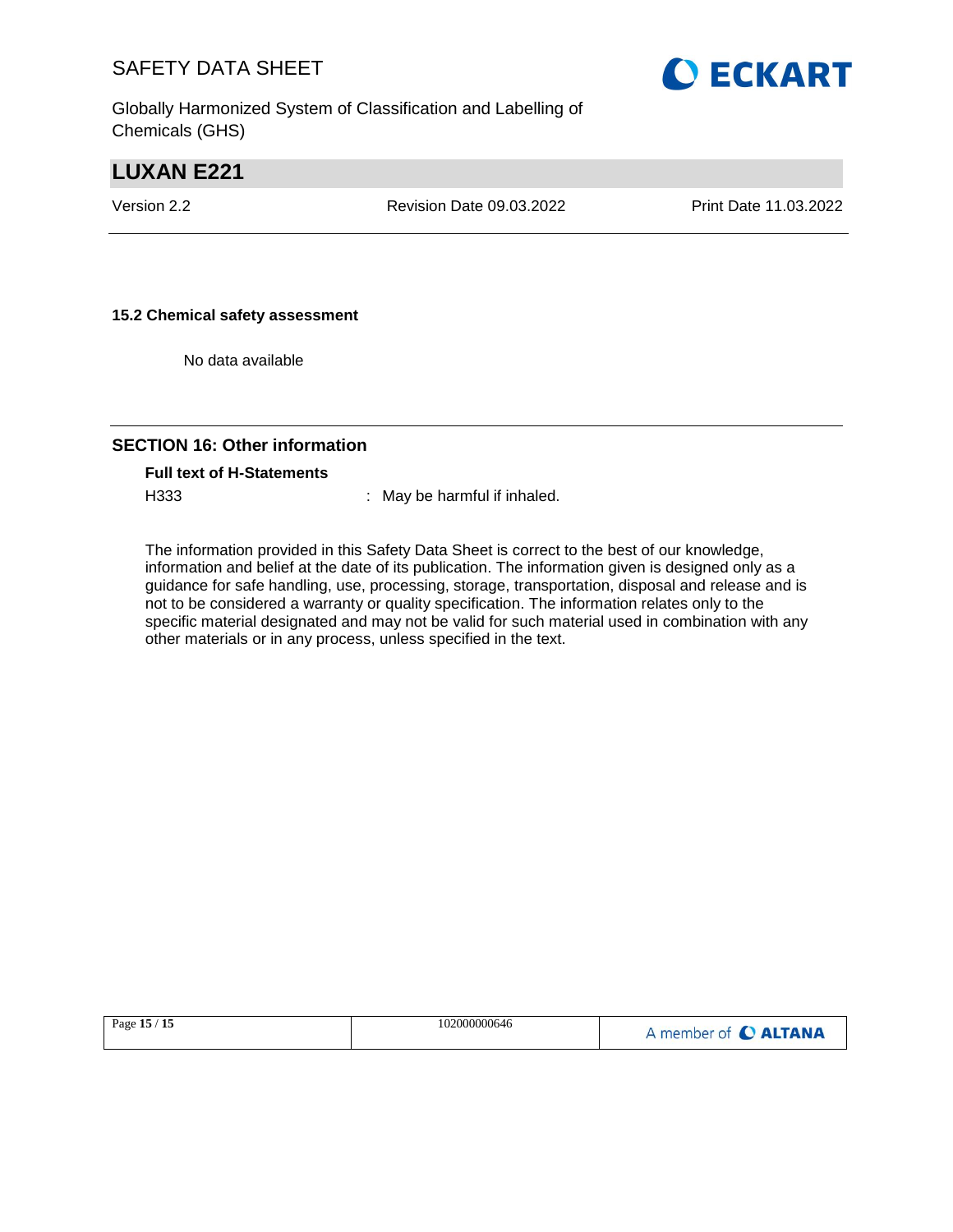### 15.2 Chemical safety assessment

No data available

## SECTION 16: Other information

**Full text of H-Statements**

H333 : May be harmful if inhaled.

The information provided in this Safety Data Sheet is correct to the best of our knowledge, information and belief at the date of its publication. The information given is designed only as a guidance for safe handling, use, processing, storage, transportation, disposal and release and is not to be considered a warranty or quality specification. The information relates only to the specific material designated and may not be valid for such material used in combination with any other materials or in any process, unless specified in the text.